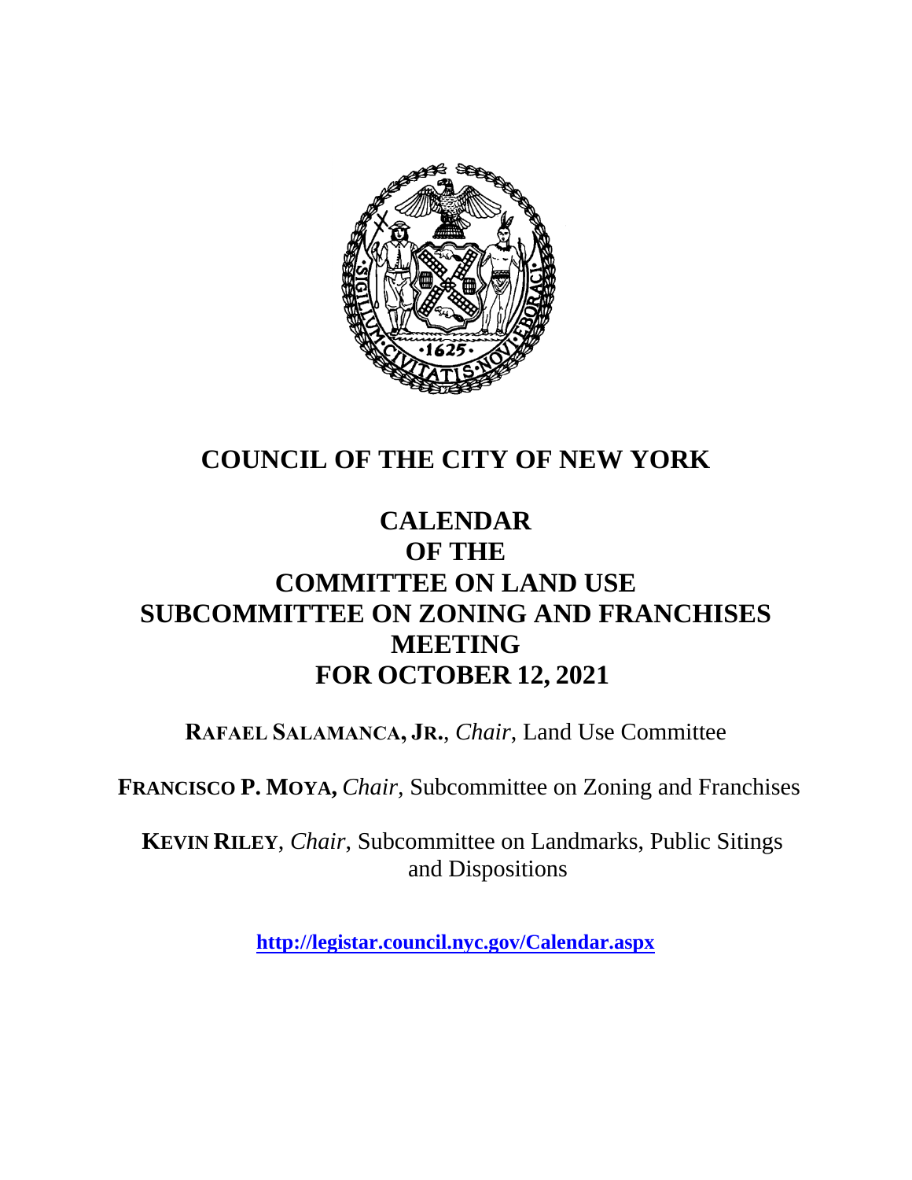# COUNCIL OF THE CITY OF NEW YORK

# CALENDAR
# OF THE
# COMMITTEE ON LAND USE
# SUBCOMMITTEE ON ZONING AND FRANCHISES
# MEETING
# FOR OCTOBER 12, 2021

**RAFAEL SALAMANCA, JR.**, *Chair*, Land Use Committee

**FRANCISCO P. MOYA,** *Chair,* Subcommittee on Zoning and Franchises

**KEVIN RILEY**, *Chair*, Subcommittee on Landmarks, Public Sitings and Dispositions

**http://legistar.council.nyc.gov/Calendar.aspx**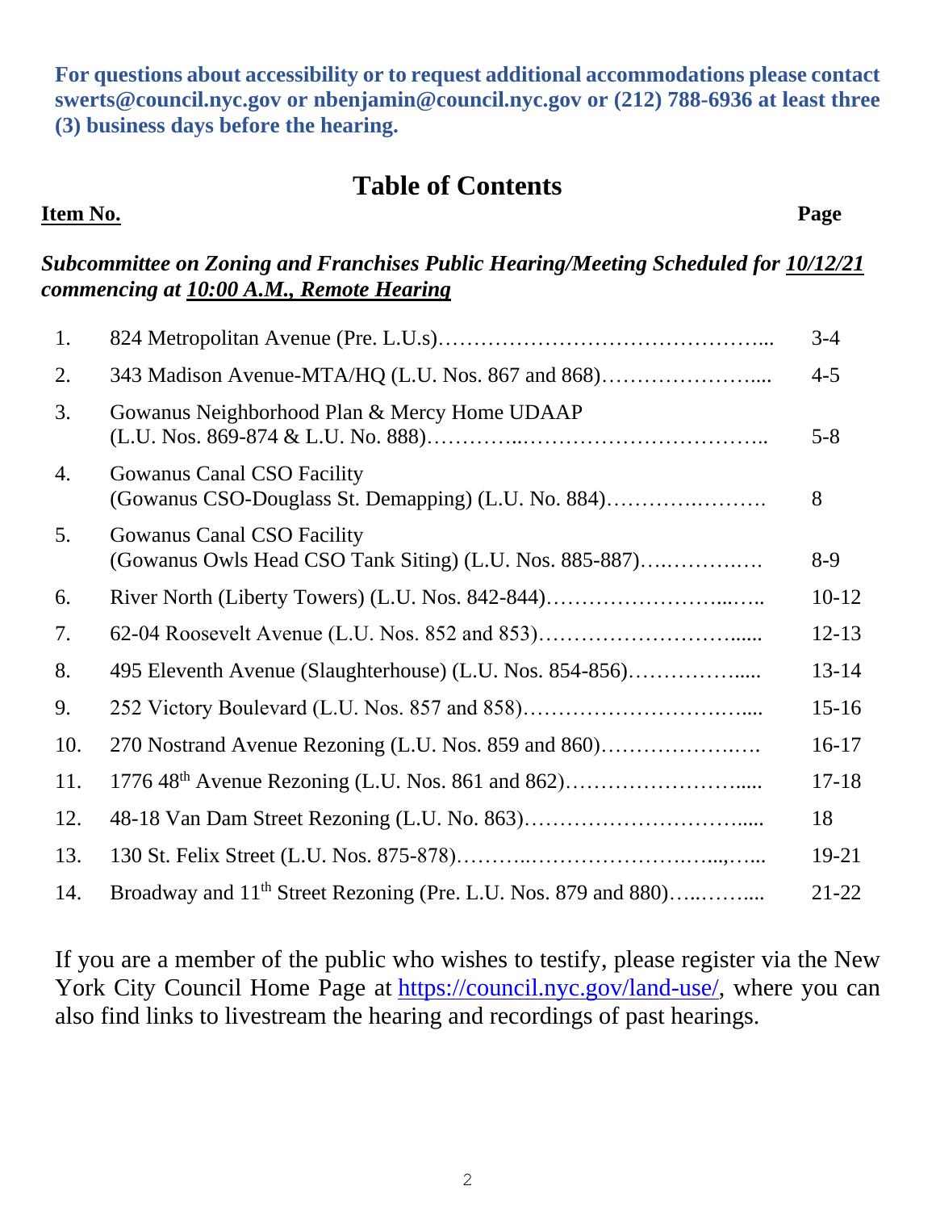**For questions about accessibility or to request additional accommodations please contact swerts@council.nyc.gov or nbenjamin@council.nyc.gov or (212) 788-6936 at least three (3) business days before the hearing.**

# Table of Contents

| Item No. | | Page |
|---|---|---|
| | ***Subcommittee on Zoning and Franchises Public Hearing/Meeting Scheduled for 10/12/21 commencing at 10:00 A.M., Remote Hearing*** | |
| 1. | 824 Metropolitan Avenue (Pre. L.U.s)…………………………………………... | 3-4 |
| 2. | 343 Madison Avenue-MTA/HQ (L.U. Nos. 867 and 868)…………………..... | 4-5 |
| 3. | Gowanus Neighborhood Plan & Mercy Home UDAAP (L.U. Nos. 869-874 & L.U. No. 888)…………..…………………………….. | 5-8 |
| 4. | Gowanus Canal CSO Facility (Gowanus CSO-Douglass St. Demapping) (L.U. No. 884)……….………. | 8 |
| 5. | Gowanus Canal CSO Facility (Gowanus Owls Head CSO Tank Siting) (L.U. Nos. 885-887)….………..… | 8-9 |
| 6. | River North (Liberty Towers) (L.U. Nos. 842-844)……………………...….. | 10-12 |
| 7. | 62-04 Roosevelt Avenue (L.U. Nos. 852 and 853)………………………...... | 12-13 |
| 8. | 495 Eleventh Avenue (Slaughterhouse) (L.U. Nos. 854-856)……………..... | 13-14 |
| 9. | 252 Victory Boulevard (L.U. Nos. 857 and 858)………………………….…... | 15-16 |
| 10. | 270 Nostrand Avenue Rezoning (L.U. Nos. 859 and 860)………………….…. | 16-17 |
| 11. | 1776 48th Avenue Rezoning (L.U. Nos. 861 and 862)…………………….…... | 17-18 |
| 12. | 48-18 Van Dam Street Rezoning (L.U. No. 863)…………………………..... | 18 |
| 13. | 130 St. Felix Street (L.U. Nos. 875-878)………..…………………….…..,….. | 19-21 |
| 14. | Broadway and 11th Street Rezoning (Pre. L.U. Nos. 879 and 880)…..……..... | 21-22 |

If you are a member of the public who wishes to testify, please register via the New York City Council Home Page at https://council.nyc.gov/land-use/, where you can also find links to livestream the hearing and recordings of past hearings.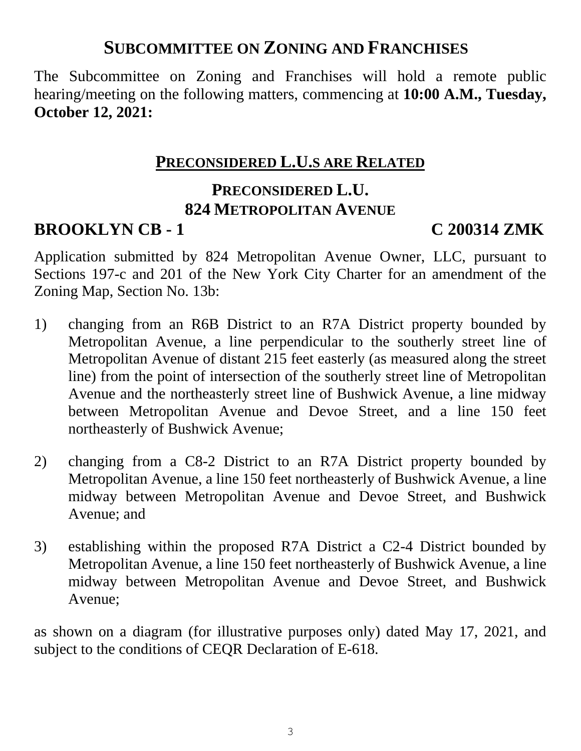## SUBCOMMITTEE ON ZONING AND FRANCHISES

The Subcommittee on Zoning and Franchises will hold a remote public hearing/meeting on the following matters, commencing at **10:00 A.M., Tuesday, October 12, 2021:**

### PRECONSIDERED L.U.S ARE RELATED

### PRECONSIDERED L.U.
### 824 METROPOLITAN AVENUE

**BROOKLYN CB - 1** **C 200314 ZMK**

Application submitted by 824 Metropolitan Avenue Owner, LLC, pursuant to Sections 197-c and 201 of the New York City Charter for an amendment of the Zoning Map, Section No. 13b:

1) changing from an R6B District to an R7A District property bounded by Metropolitan Avenue, a line perpendicular to the southerly street line of Metropolitan Avenue of distant 215 feet easterly (as measured along the street line) from the point of intersection of the southerly street line of Metropolitan Avenue and the northeasterly street line of Bushwick Avenue, a line midway between Metropolitan Avenue and Devoe Street, and a line 150 feet northeasterly of Bushwick Avenue;

2) changing from a C8-2 District to an R7A District property bounded by Metropolitan Avenue, a line 150 feet northeasterly of Bushwick Avenue, a line midway between Metropolitan Avenue and Devoe Street, and Bushwick Avenue; and

3) establishing within the proposed R7A District a C2-4 District bounded by Metropolitan Avenue, a line 150 feet northeasterly of Bushwick Avenue, a line midway between Metropolitan Avenue and Devoe Street, and Bushwick Avenue;

as shown on a diagram (for illustrative purposes only) dated May 17, 2021, and subject to the conditions of CEQR Declaration of E-618.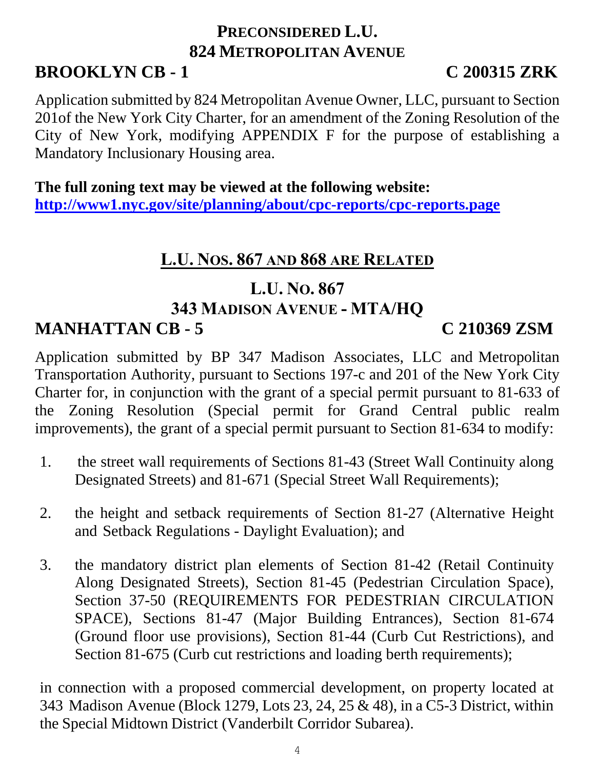## PRECONSIDERED L.U.

## 824 METROPOLITAN AVENUE

**BROOKLYN CB - 1** **C 200315 ZRK**

Application submitted by 824 Metropolitan Avenue Owner, LLC, pursuant to Section 201of the New York City Charter, for an amendment of the Zoning Resolution of the City of New York, modifying APPENDIX F for the purpose of establishing a Mandatory Inclusionary Housing area.

**The full zoning text may be viewed at the following website:**
**http://www1.nyc.gov/site/planning/about/cpc-reports/cpc-reports.page**

## L.U. NOS. 867 AND 868 ARE RELATED

## L.U. NO. 867

## 343 MADISON AVENUE - MTA/HQ

**MANHATTAN CB - 5** **C 210369 ZSM**

Application submitted by BP 347 Madison Associates, LLC and Metropolitan Transportation Authority, pursuant to Sections 197-c and 201 of the New York City Charter for, in conjunction with the grant of a special permit pursuant to 81-633 of the Zoning Resolution (Special permit for Grand Central public realm improvements), the grant of a special permit pursuant to Section 81-634 to modify:

1. the street wall requirements of Sections 81-43 (Street Wall Continuity along Designated Streets) and 81-671 (Special Street Wall Requirements);

2. the height and setback requirements of Section 81-27 (Alternative Height and Setback Regulations - Daylight Evaluation); and

3. the mandatory district plan elements of Section 81-42 (Retail Continuity Along Designated Streets), Section 81-45 (Pedestrian Circulation Space), Section 37-50 (REQUIREMENTS FOR PEDESTRIAN CIRCULATION SPACE), Sections 81-47 (Major Building Entrances), Section 81-674 (Ground floor use provisions), Section 81-44 (Curb Cut Restrictions), and Section 81-675 (Curb cut restrictions and loading berth requirements);

in connection with a proposed commercial development, on property located at 343 Madison Avenue (Block 1279, Lots 23, 24, 25 & 48), in a C5-3 District, within the Special Midtown District (Vanderbilt Corridor Subarea).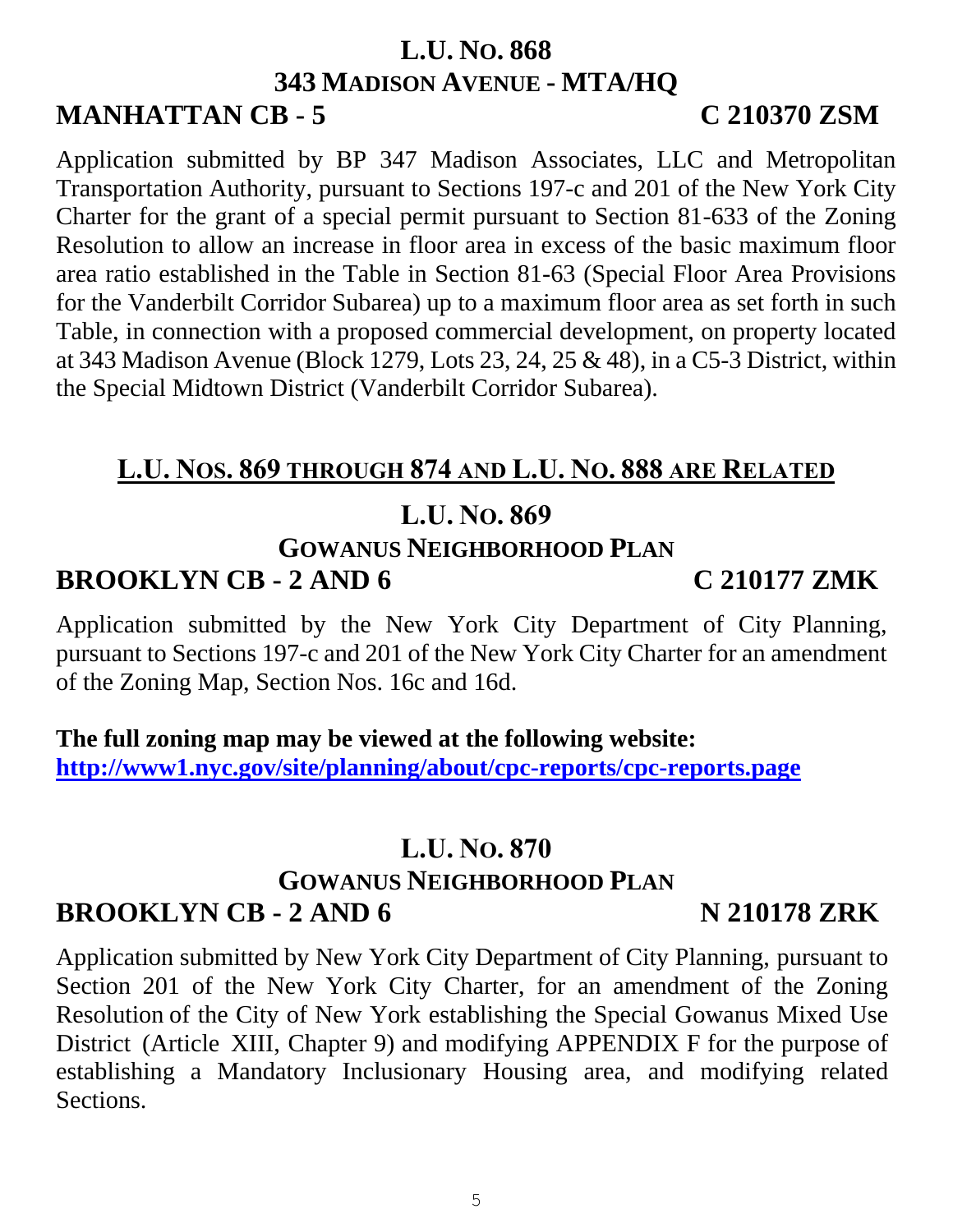## L.U. No. 868
## 343 Madison Avenue - MTA/HQ
## MANHATTAN CB - 5 C 210370 ZSM

Application submitted by BP 347 Madison Associates, LLC and Metropolitan Transportation Authority, pursuant to Sections 197-c and 201 of the New York City Charter for the grant of a special permit pursuant to Section 81-633 of the Zoning Resolution to allow an increase in floor area in excess of the basic maximum floor area ratio established in the Table in Section 81-63 (Special Floor Area Provisions for the Vanderbilt Corridor Subarea) up to a maximum floor area as set forth in such Table, in connection with a proposed commercial development, on property located at 343 Madison Avenue (Block 1279, Lots 23, 24, 25 & 48), in a C5-3 District, within the Special Midtown District (Vanderbilt Corridor Subarea).

## L.U. Nos. 869 through 874 and L.U. No. 888 are Related

## L.U. No. 869
## Gowanus Neighborhood Plan
## BROOKLYN CB - 2 AND 6 C 210177 ZMK

Application submitted by the New York City Department of City Planning, pursuant to Sections 197-c and 201 of the New York City Charter for an amendment of the Zoning Map, Section Nos. 16c and 16d.

**The full zoning map may be viewed at the following website:**
**http://www1.nyc.gov/site/planning/about/cpc-reports/cpc-reports.page**

## L.U. No. 870
## Gowanus Neighborhood Plan
## BROOKLYN CB - 2 AND 6 N 210178 ZRK

Application submitted by New York City Department of City Planning, pursuant to Section 201 of the New York City Charter, for an amendment of the Zoning Resolution of the City of New York establishing the Special Gowanus Mixed Use District (Article XIII, Chapter 9) and modifying APPENDIX F for the purpose of establishing a Mandatory Inclusionary Housing area, and modifying related Sections.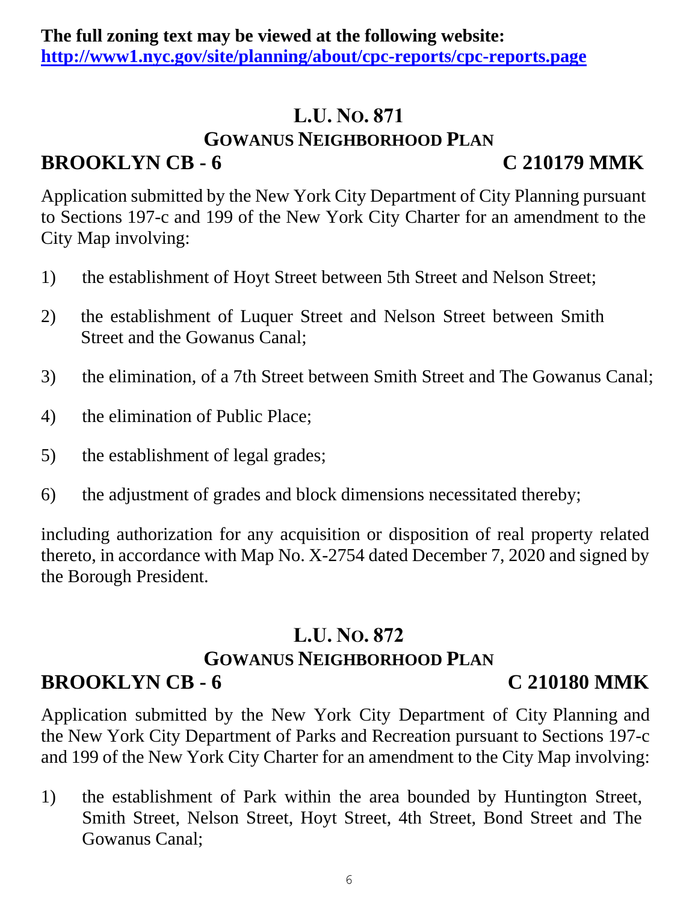**The full zoning text may be viewed at the following website:**
**http://www1.nyc.gov/site/planning/about/cpc-reports/cpc-reports.page**

## L.U. NO. 871
## GOWANUS NEIGHBORHOOD PLAN
**BROOKLYN CB - 6** **C 210179 MMK**

Application submitted by the New York City Department of City Planning pursuant to Sections 197-c and 199 of the New York City Charter for an amendment to the City Map involving:

1) the establishment of Hoyt Street between 5th Street and Nelson Street;

2) the establishment of Luquer Street and Nelson Street between Smith Street and the Gowanus Canal;

3) the elimination, of a 7th Street between Smith Street and The Gowanus Canal;

4) the elimination of Public Place;

5) the establishment of legal grades;

6) the adjustment of grades and block dimensions necessitated thereby;

including authorization for any acquisition or disposition of real property related thereto, in accordance with Map No. X-2754 dated December 7, 2020 and signed by the Borough President.

## L.U. NO. 872
## GOWANUS NEIGHBORHOOD PLAN
**BROOKLYN CB - 6** **C 210180 MMK**

Application submitted by the New York City Department of City Planning and the New York City Department of Parks and Recreation pursuant to Sections 197-c and 199 of the New York City Charter for an amendment to the City Map involving:

1) the establishment of Park within the area bounded by Huntington Street, Smith Street, Nelson Street, Hoyt Street, 4th Street, Bond Street and The Gowanus Canal;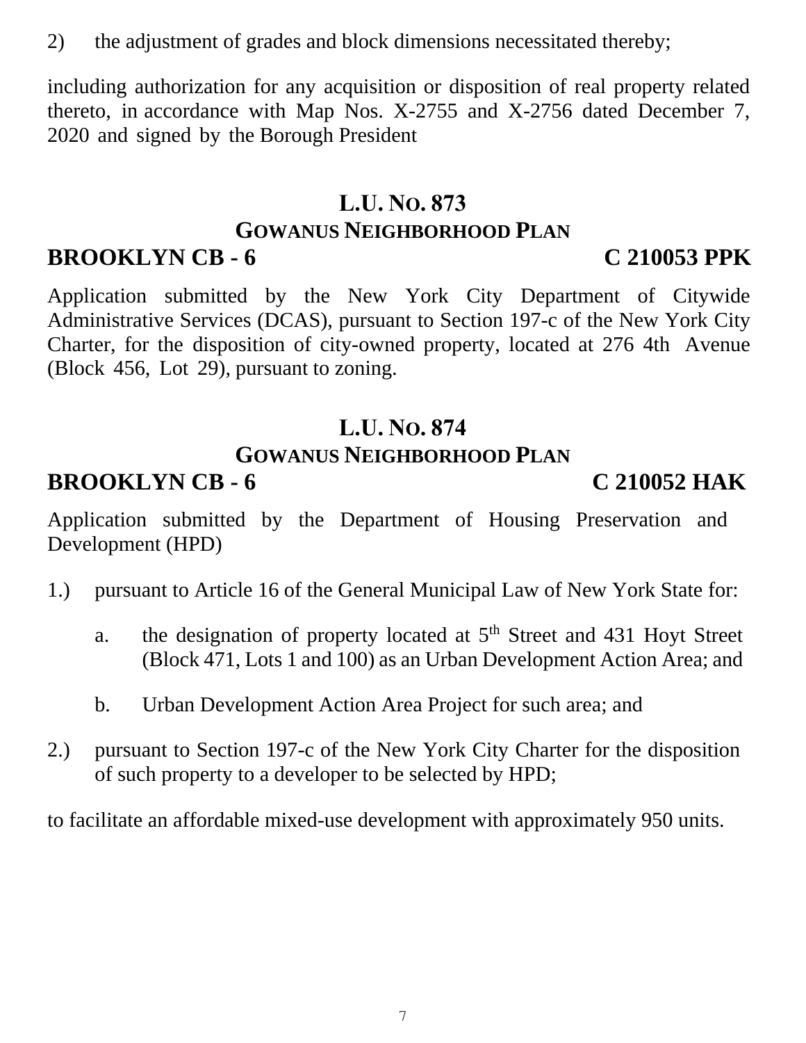2) the adjustment of grades and block dimensions necessitated thereby;

including authorization for any acquisition or disposition of real property related thereto, in accordance with Map Nos. X-2755 and X-2756 dated December 7, 2020 and signed by the Borough President

## L.U. NO. 873

### GOWANUS NEIGHBORHOOD PLAN

**BROOKLYN CB - 6** **C 210053 PPK**

Application submitted by the New York City Department of Citywide Administrative Services (DCAS), pursuant to Section 197-c of the New York City Charter, for the disposition of city-owned property, located at 276 4th Avenue (Block 456, Lot 29), pursuant to zoning.

## L.U. NO. 874

### GOWANUS NEIGHBORHOOD PLAN

**BROOKLYN CB - 6** **C 210052 HAK**

Application submitted by the Department of Housing Preservation and Development (HPD)

1.) pursuant to Article 16 of the General Municipal Law of New York State for:

    a. the designation of property located at 5th Street and 431 Hoyt Street (Block 471, Lots 1 and 100) as an Urban Development Action Area; and

    b. Urban Development Action Area Project for such area; and

2.) pursuant to Section 197-c of the New York City Charter for the disposition of such property to a developer to be selected by HPD;

to facilitate an affordable mixed-use development with approximately 950 units.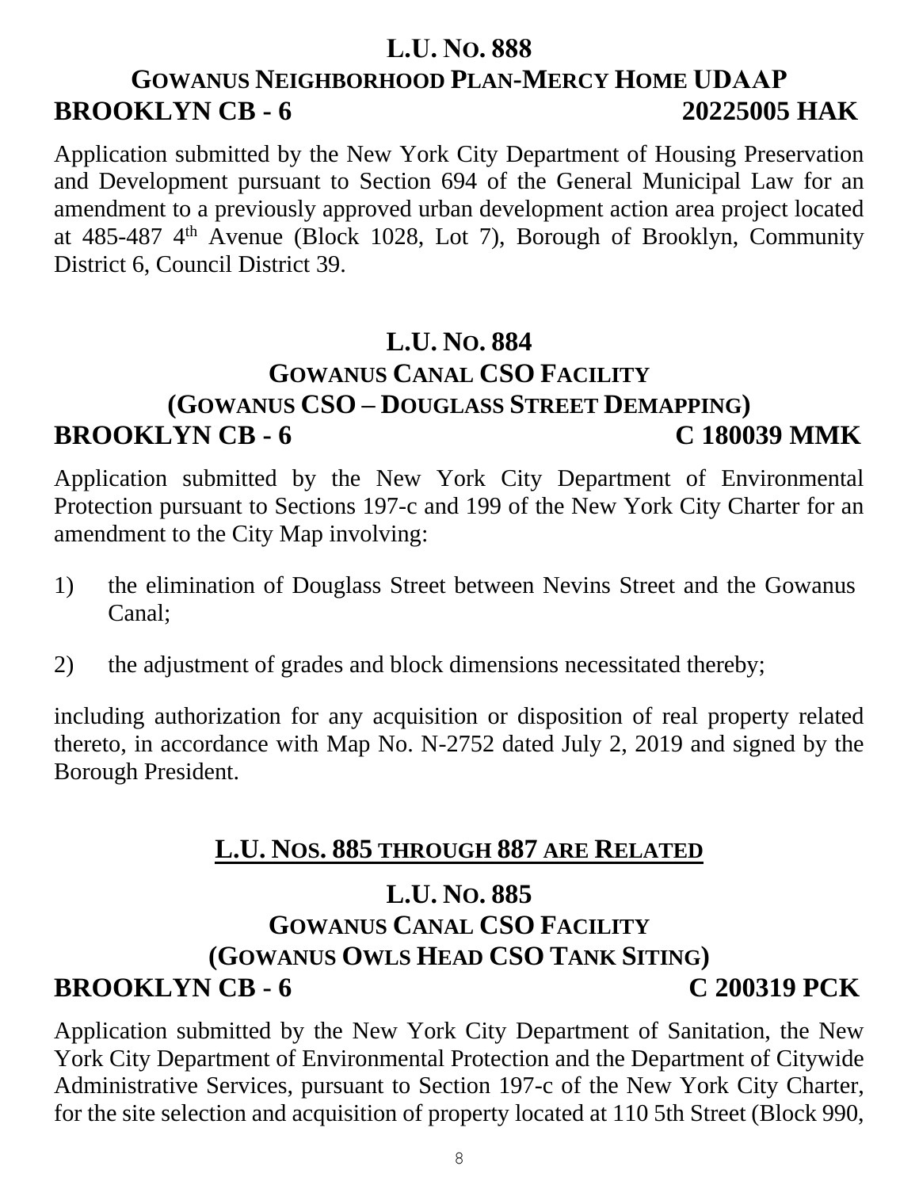## L.U. NO. 888

## GOWANUS NEIGHBORHOOD PLAN-MERCY HOME UDAAP

**BROOKLYN CB - 6 20225005 HAK**

Application submitted by the New York City Department of Housing Preservation and Development pursuant to Section 694 of the General Municipal Law for an amendment to a previously approved urban development action area project located at 485-487 4th Avenue (Block 1028, Lot 7), Borough of Brooklyn, Community District 6, Council District 39.

## L.U. NO. 884

## GOWANUS CANAL CSO FACILITY

## (GOWANUS CSO – DOUGLASS STREET DEMAPPING)

**BROOKLYN CB - 6 C 180039 MMK**

Application submitted by the New York City Department of Environmental Protection pursuant to Sections 197-c and 199 of the New York City Charter for an amendment to the City Map involving:

1) the elimination of Douglass Street between Nevins Street and the Gowanus Canal;

2) the adjustment of grades and block dimensions necessitated thereby;

including authorization for any acquisition or disposition of real property related thereto, in accordance with Map No. N-2752 dated July 2, 2019 and signed by the Borough President.

## L.U. NOS. 885 THROUGH 887 ARE RELATED

## L.U. NO. 885

## GOWANUS CANAL CSO FACILITY

## (GOWANUS OWLS HEAD CSO TANK SITING)

**BROOKLYN CB - 6 C 200319 PCK**

Application submitted by the New York City Department of Sanitation, the New York City Department of Environmental Protection and the Department of Citywide Administrative Services, pursuant to Section 197-c of the New York City Charter, for the site selection and acquisition of property located at 110 5th Street (Block 990,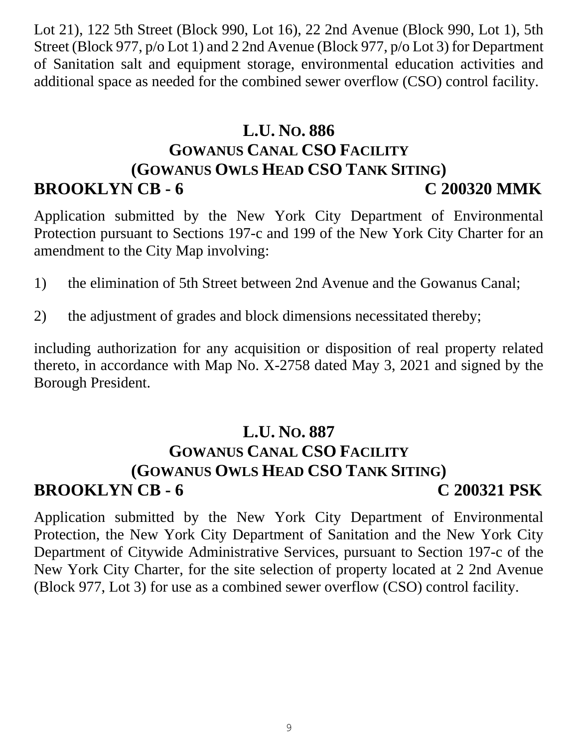Lot 21), 122 5th Street (Block 990, Lot 16), 22 2nd Avenue (Block 990, Lot 1), 5th Street (Block 977, p/o Lot 1) and 2 2nd Avenue (Block 977, p/o Lot 3) for Department of Sanitation salt and equipment storage, environmental education activities and additional space as needed for the combined sewer overflow (CSO) control facility.

## L.U. No. 886
## Gowanus Canal CSO Facility
## (Gowanus Owls Head CSO Tank Siting)

**BROOKLYN CB - 6** **C 200320 MMK**

Application submitted by the New York City Department of Environmental Protection pursuant to Sections 197-c and 199 of the New York City Charter for an amendment to the City Map involving:

1) the elimination of 5th Street between 2nd Avenue and the Gowanus Canal;

2) the adjustment of grades and block dimensions necessitated thereby;

including authorization for any acquisition or disposition of real property related thereto, in accordance with Map No. X-2758 dated May 3, 2021 and signed by the Borough President.

## L.U. No. 887
## Gowanus Canal CSO Facility
## (Gowanus Owls Head CSO Tank Siting)

**BROOKLYN CB - 6** **C 200321 PSK**

Application submitted by the New York City Department of Environmental Protection, the New York City Department of Sanitation and the New York City Department of Citywide Administrative Services, pursuant to Section 197-c of the New York City Charter, for the site selection of property located at 2 2nd Avenue (Block 977, Lot 3) for use as a combined sewer overflow (CSO) control facility.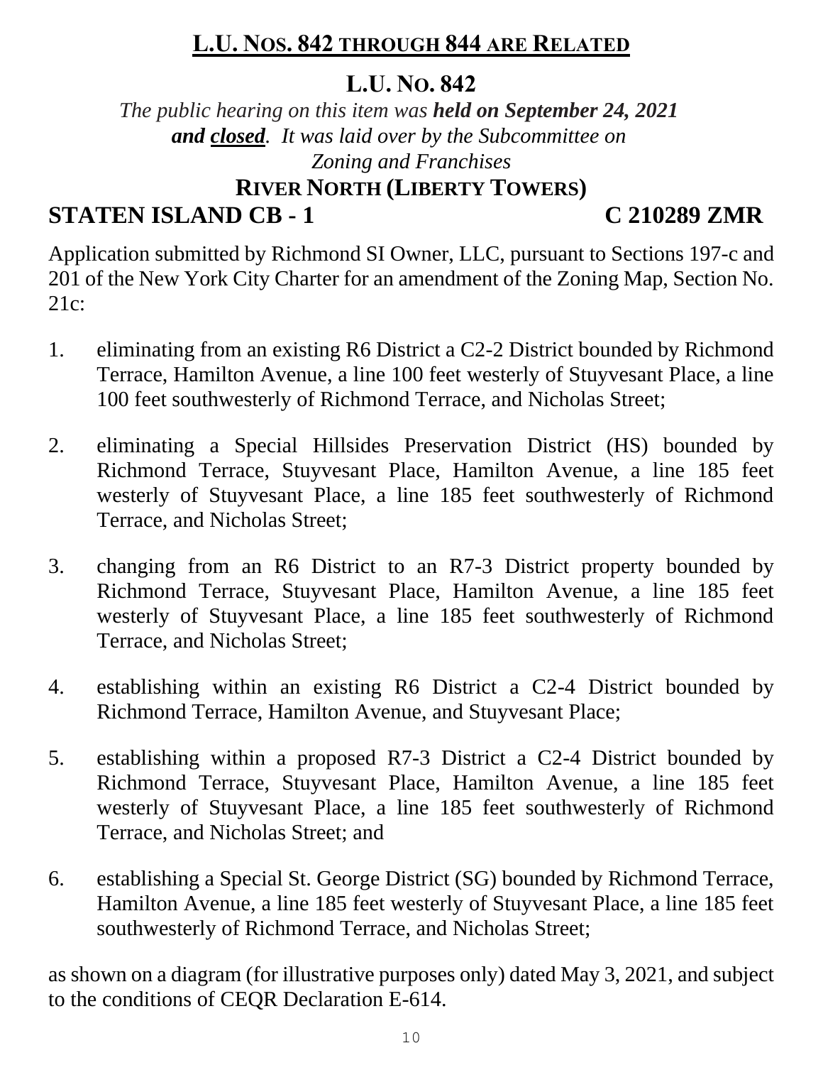## L.U. NOS. 842 THROUGH 844 ARE RELATED

## L.U. NO. 842

*The public hearing on this item was **held on September 24, 2021 and closed**. It was laid over by the Subcommittee on Zoning and Franchises*

### RIVER NORTH (LIBERTY TOWERS)

### STATEN ISLAND CB - 1 C 210289 ZMR

Application submitted by Richmond SI Owner, LLC, pursuant to Sections 197-c and 201 of the New York City Charter for an amendment of the Zoning Map, Section No. 21c:

1. eliminating from an existing R6 District a C2-2 District bounded by Richmond Terrace, Hamilton Avenue, a line 100 feet westerly of Stuyvesant Place, a line 100 feet southwesterly of Richmond Terrace, and Nicholas Street;

2. eliminating a Special Hillsides Preservation District (HS) bounded by Richmond Terrace, Stuyvesant Place, Hamilton Avenue, a line 185 feet westerly of Stuyvesant Place, a line 185 feet southwesterly of Richmond Terrace, and Nicholas Street;

3. changing from an R6 District to an R7-3 District property bounded by Richmond Terrace, Stuyvesant Place, Hamilton Avenue, a line 185 feet westerly of Stuyvesant Place, a line 185 feet southwesterly of Richmond Terrace, and Nicholas Street;

4. establishing within an existing R6 District a C2-4 District bounded by Richmond Terrace, Hamilton Avenue, and Stuyvesant Place;

5. establishing within a proposed R7-3 District a C2-4 District bounded by Richmond Terrace, Stuyvesant Place, Hamilton Avenue, a line 185 feet westerly of Stuyvesant Place, a line 185 feet southwesterly of Richmond Terrace, and Nicholas Street; and

6. establishing a Special St. George District (SG) bounded by Richmond Terrace, Hamilton Avenue, a line 185 feet westerly of Stuyvesant Place, a line 185 feet southwesterly of Richmond Terrace, and Nicholas Street;

as shown on a diagram (for illustrative purposes only) dated May 3, 2021, and subject to the conditions of CEQR Declaration E-614.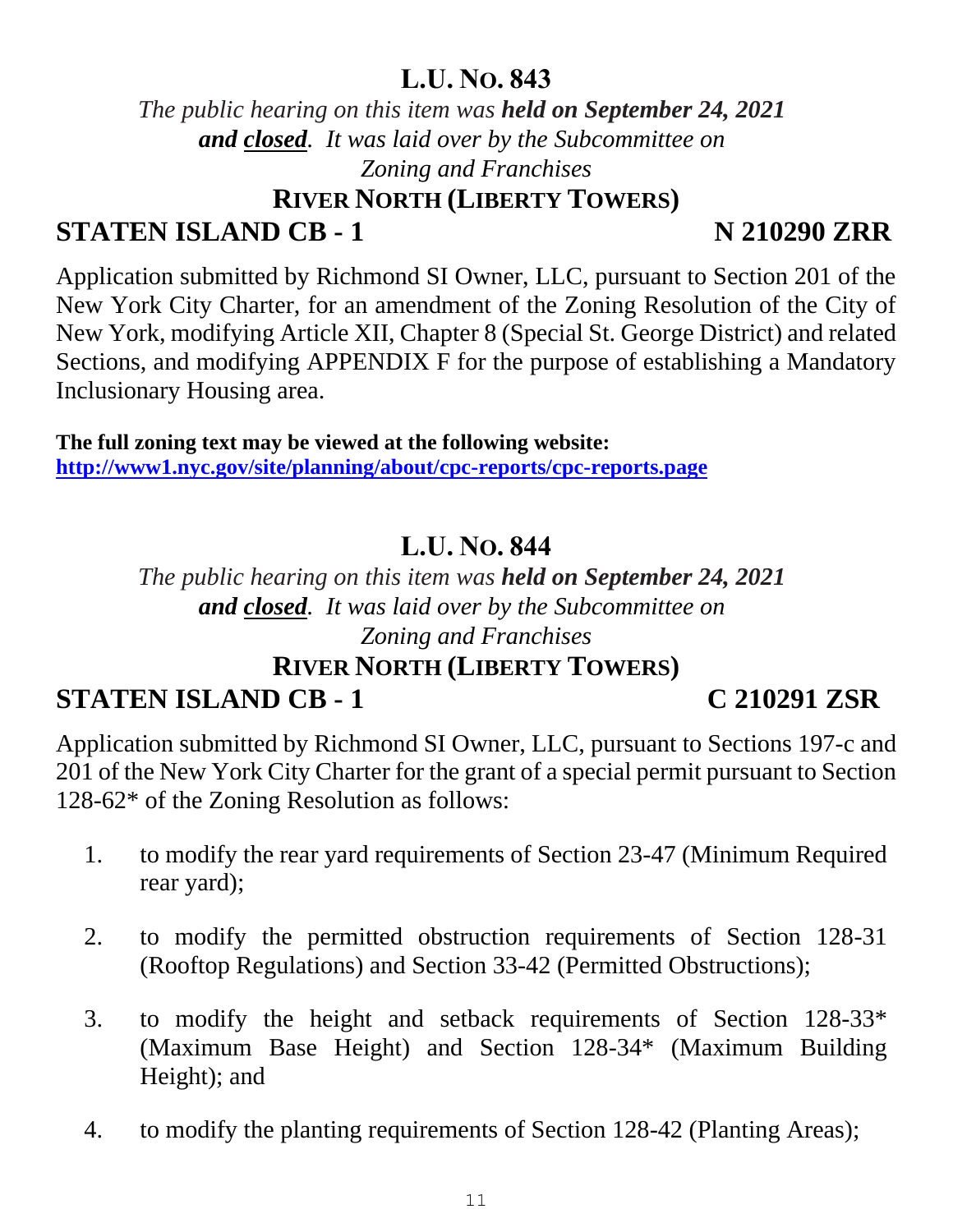## L.U. NO. 843

*The public hearing on this item was **held on September 24, 2021 and closed**. It was laid over by the Subcommittee on Zoning and Franchises*

### RIVER NORTH (LIBERTY TOWERS)

**STATEN ISLAND CB - 1** **N 210290 ZRR**

Application submitted by Richmond SI Owner, LLC, pursuant to Section 201 of the New York City Charter, for an amendment of the Zoning Resolution of the City of New York, modifying Article XII, Chapter 8 (Special St. George District) and related Sections, and modifying APPENDIX F for the purpose of establishing a Mandatory Inclusionary Housing area.

**The full zoning text may be viewed at the following website:**
**http://www1.nyc.gov/site/planning/about/cpc-reports/cpc-reports.page**

## L.U. NO. 844

*The public hearing on this item was **held on September 24, 2021 and closed**. It was laid over by the Subcommittee on Zoning and Franchises*

### RIVER NORTH (LIBERTY TOWERS)

**STATEN ISLAND CB - 1** **C 210291 ZSR**

Application submitted by Richmond SI Owner, LLC, pursuant to Sections 197-c and 201 of the New York City Charter for the grant of a special permit pursuant to Section 128-62* of the Zoning Resolution as follows:

1. to modify the rear yard requirements of Section 23-47 (Minimum Required rear yard);

2. to modify the permitted obstruction requirements of Section 128-31 (Rooftop Regulations) and Section 33-42 (Permitted Obstructions);

3. to modify the height and setback requirements of Section 128-33* (Maximum Base Height) and Section 128-34* (Maximum Building Height); and

4. to modify the planting requirements of Section 128-42 (Planting Areas);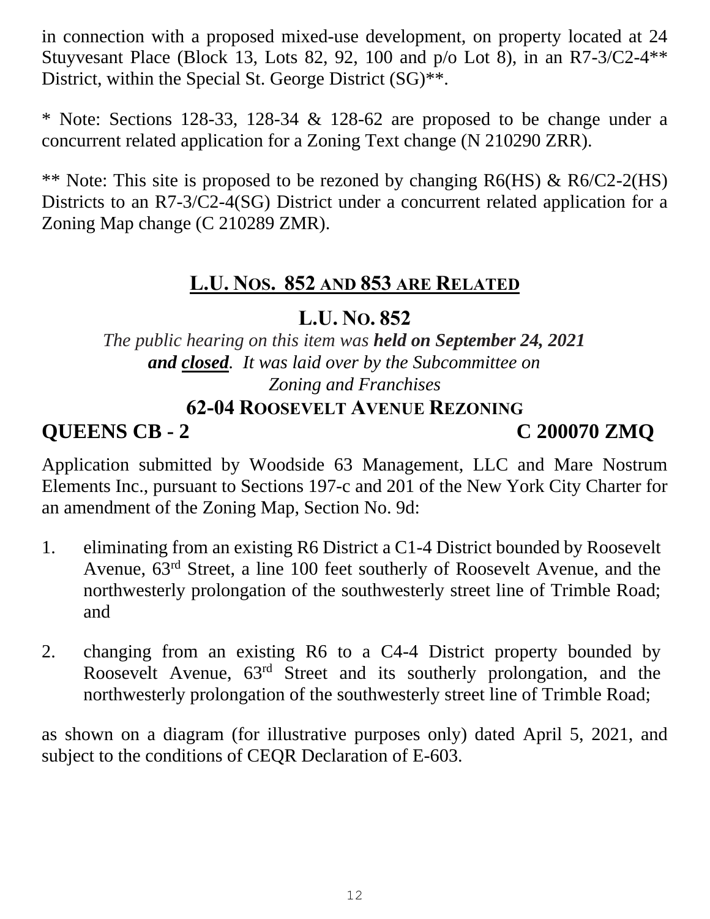in connection with a proposed mixed-use development, on property located at 24 Stuyvesant Place (Block 13, Lots 82, 92, 100 and p/o Lot 8), in an R7-3/C2-4** District, within the Special St. George District (SG)**.

* Note: Sections 128-33, 128-34 & 128-62 are proposed to be change under a concurrent related application for a Zoning Text change (N 210290 ZRR).

** Note: This site is proposed to be rezoned by changing R6(HS) & R6/C2-2(HS) Districts to an R7-3/C2-4(SG) District under a concurrent related application for a Zoning Map change (C 210289 ZMR).

## L.U. NOS. 852 AND 853 ARE RELATED

## L.U. NO. 852

*The public hearing on this item was* ***held on September 24, 2021*** ***and closed****. It was laid over by the Subcommittee on Zoning and Franchises*

### 62-04 ROOSEVELT AVENUE REZONING

**QUEENS CB - 2** **C 200070 ZMQ**

Application submitted by Woodside 63 Management, LLC and Mare Nostrum Elements Inc., pursuant to Sections 197-c and 201 of the New York City Charter for an amendment of the Zoning Map, Section No. 9d:

1. eliminating from an existing R6 District a C1-4 District bounded by Roosevelt Avenue, 63rd Street, a line 100 feet southerly of Roosevelt Avenue, and the northwesterly prolongation of the southwesterly street line of Trimble Road; and

2. changing from an existing R6 to a C4-4 District property bounded by Roosevelt Avenue, 63rd Street and its southerly prolongation, and the northwesterly prolongation of the southwesterly street line of Trimble Road;

as shown on a diagram (for illustrative purposes only) dated April 5, 2021, and subject to the conditions of CEQR Declaration of E-603.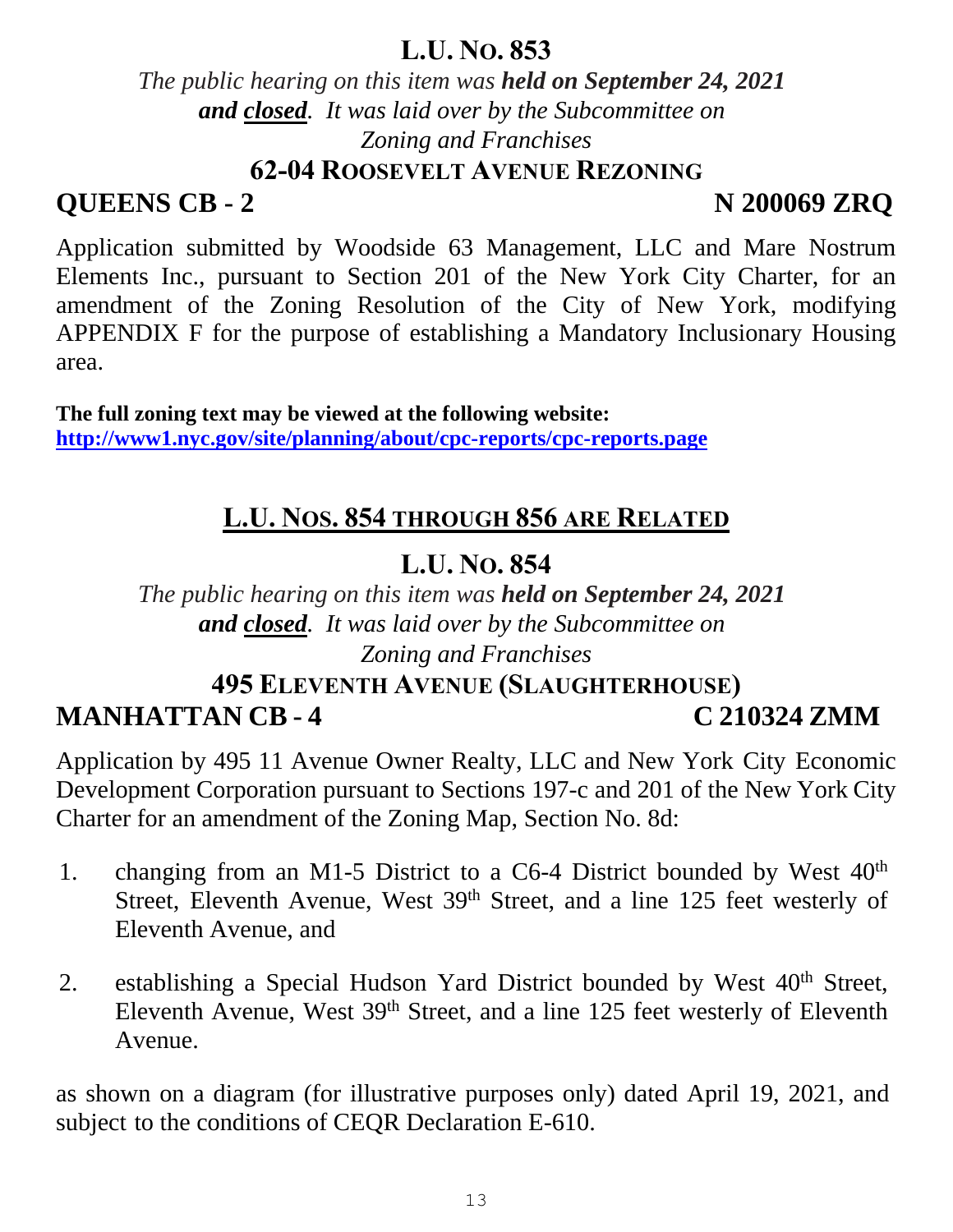## L.U. No. 853

*The public hearing on this item was **held on September 24, 2021 and closed**. It was laid over by the Subcommittee on Zoning and Franchises*

### 62-04 Roosevelt Avenue Rezoning

**QUEENS CB - 2** **N 200069 ZRQ**

Application submitted by Woodside 63 Management, LLC and Mare Nostrum Elements Inc., pursuant to Section 201 of the New York City Charter, for an amendment of the Zoning Resolution of the City of New York, modifying APPENDIX F for the purpose of establishing a Mandatory Inclusionary Housing area.

**The full zoning text may be viewed at the following website:**
**http://www1.nyc.gov/site/planning/about/cpc-reports/cpc-reports.page**

## L.U. Nos. 854 through 856 are Related

## L.U. No. 854

*The public hearing on this item was **held on September 24, 2021 and closed**. It was laid over by the Subcommittee on Zoning and Franchises*

### 495 Eleventh Avenue (Slaughterhouse)

**MANHATTAN CB - 4** **C 210324 ZMM**

Application by 495 11 Avenue Owner Realty, LLC and New York City Economic Development Corporation pursuant to Sections 197-c and 201 of the New York City Charter for an amendment of the Zoning Map, Section No. 8d:

1. changing from an M1-5 District to a C6-4 District bounded by West 40th Street, Eleventh Avenue, West 39th Street, and a line 125 feet westerly of Eleventh Avenue, and

2. establishing a Special Hudson Yard District bounded by West 40th Street, Eleventh Avenue, West 39th Street, and a line 125 feet westerly of Eleventh Avenue.

as shown on a diagram (for illustrative purposes only) dated April 19, 2021, and subject to the conditions of CEQR Declaration E-610.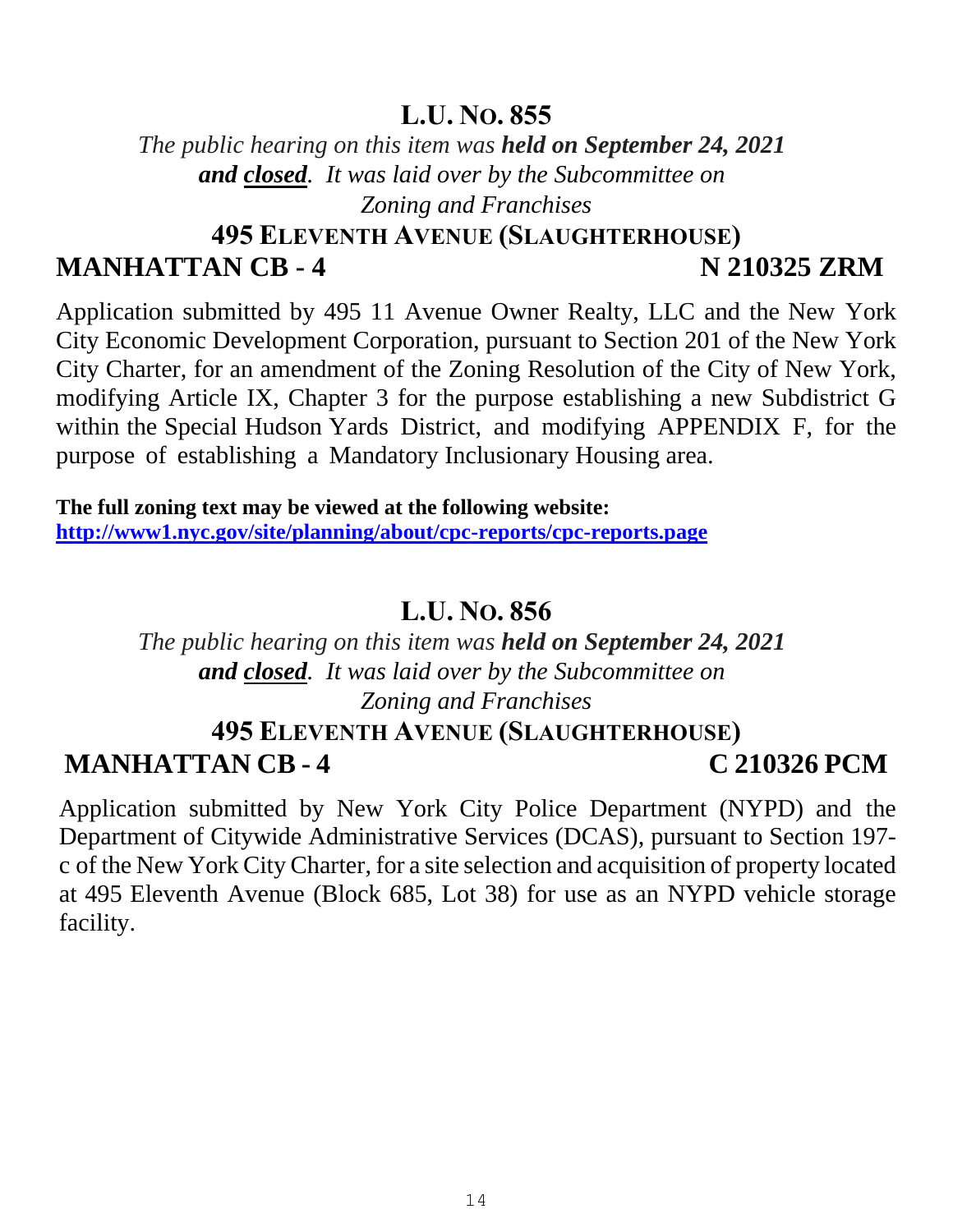## L.U. NO. 855

*The public hearing on this item was **held on September 24, 2021 and closed**. It was laid over by the Subcommittee on Zoning and Franchises*

### 495 ELEVENTH AVENUE (SLAUGHTERHOUSE)

**MANHATTAN CB - 4** **N 210325 ZRM**

Application submitted by 495 11 Avenue Owner Realty, LLC and the New York City Economic Development Corporation, pursuant to Section 201 of the New York City Charter, for an amendment of the Zoning Resolution of the City of New York, modifying Article IX, Chapter 3 for the purpose establishing a new Subdistrict G within the Special Hudson Yards District, and modifying APPENDIX F, for the purpose of establishing a Mandatory Inclusionary Housing area.

**The full zoning text may be viewed at the following website:**
**http://www1.nyc.gov/site/planning/about/cpc-reports/cpc-reports.page**

## L.U. NO. 856

*The public hearing on this item was **held on September 24, 2021 and closed**. It was laid over by the Subcommittee on Zoning and Franchises*

### 495 ELEVENTH AVENUE (SLAUGHTERHOUSE)

**MANHATTAN CB - 4** **C 210326 PCM**

Application submitted by New York City Police Department (NYPD) and the Department of Citywide Administrative Services (DCAS), pursuant to Section 197-c of the New York City Charter, for a site selection and acquisition of property located at 495 Eleventh Avenue (Block 685, Lot 38) for use as an NYPD vehicle storage facility.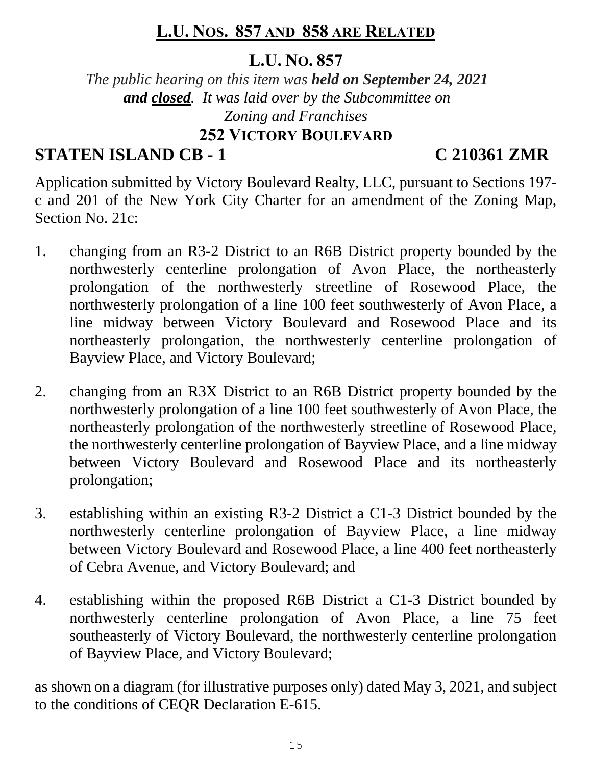## L.U. NOS. 857 AND 858 ARE RELATED

## L.U. NO. 857

*The public hearing on this item was **held on September 24, 2021 and closed**. It was laid over by the Subcommittee on Zoning and Franchises*

### 252 VICTORY BOULEVARD

**STATEN ISLAND CB - 1 C 210361 ZMR**

Application submitted by Victory Boulevard Realty, LLC, pursuant to Sections 197-c and 201 of the New York City Charter for an amendment of the Zoning Map, Section No. 21c:

1. changing from an R3-2 District to an R6B District property bounded by the northwesterly centerline prolongation of Avon Place, the northeasterly prolongation of the northwesterly streetline of Rosewood Place, the northwesterly prolongation of a line 100 feet southwesterly of Avon Place, a line midway between Victory Boulevard and Rosewood Place and its northeasterly prolongation, the northwesterly centerline prolongation of Bayview Place, and Victory Boulevard;

2. changing from an R3X District to an R6B District property bounded by the northwesterly prolongation of a line 100 feet southwesterly of Avon Place, the northeasterly prolongation of the northwesterly streetline of Rosewood Place, the northwesterly centerline prolongation of Bayview Place, and a line midway between Victory Boulevard and Rosewood Place and its northeasterly prolongation;

3. establishing within an existing R3-2 District a C1-3 District bounded by the northwesterly centerline prolongation of Bayview Place, a line midway between Victory Boulevard and Rosewood Place, a line 400 feet northeasterly of Cebra Avenue, and Victory Boulevard; and

4. establishing within the proposed R6B District a C1-3 District bounded by northwesterly centerline prolongation of Avon Place, a line 75 feet southeasterly of Victory Boulevard, the northwesterly centerline prolongation of Bayview Place, and Victory Boulevard;

as shown on a diagram (for illustrative purposes only) dated May 3, 2021, and subject to the conditions of CEQR Declaration E-615.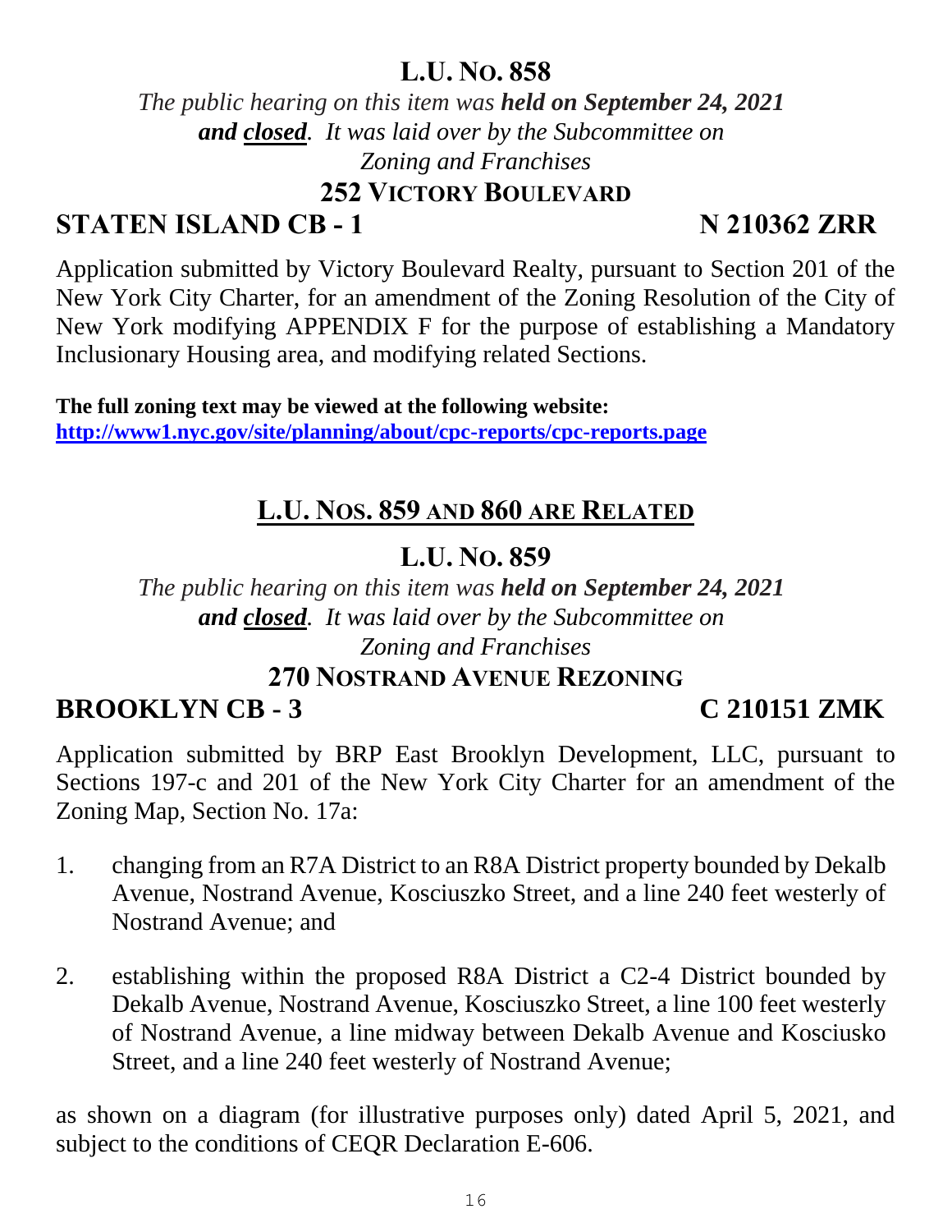## L.U. NO. 858

*The public hearing on this item was **held on September 24, 2021 and closed**. It was laid over by the Subcommittee on Zoning and Franchises*

### 252 VICTORY BOULEVARD

**STATEN ISLAND CB - 1** **N 210362 ZRR**

Application submitted by Victory Boulevard Realty, pursuant to Section 201 of the New York City Charter, for an amendment of the Zoning Resolution of the City of New York modifying APPENDIX F for the purpose of establishing a Mandatory Inclusionary Housing area, and modifying related Sections.

**The full zoning text may be viewed at the following website:**
**http://www1.nyc.gov/site/planning/about/cpc-reports/cpc-reports.page**

## L.U. NOS. 859 AND 860 ARE RELATED

## L.U. NO. 859

*The public hearing on this item was **held on September 24, 2021 and closed**. It was laid over by the Subcommittee on Zoning and Franchises*

### 270 NOSTRAND AVENUE REZONING

**BROOKLYN CB - 3** **C 210151 ZMK**

Application submitted by BRP East Brooklyn Development, LLC, pursuant to Sections 197-c and 201 of the New York City Charter for an amendment of the Zoning Map, Section No. 17a:

1. changing from an R7A District to an R8A District property bounded by Dekalb Avenue, Nostrand Avenue, Kosciuszko Street, and a line 240 feet westerly of Nostrand Avenue; and

2. establishing within the proposed R8A District a C2-4 District bounded by Dekalb Avenue, Nostrand Avenue, Kosciuszko Street, a line 100 feet westerly of Nostrand Avenue, a line midway between Dekalb Avenue and Kosciusko Street, and a line 240 feet westerly of Nostrand Avenue;

as shown on a diagram (for illustrative purposes only) dated April 5, 2021, and subject to the conditions of CEQR Declaration E-606.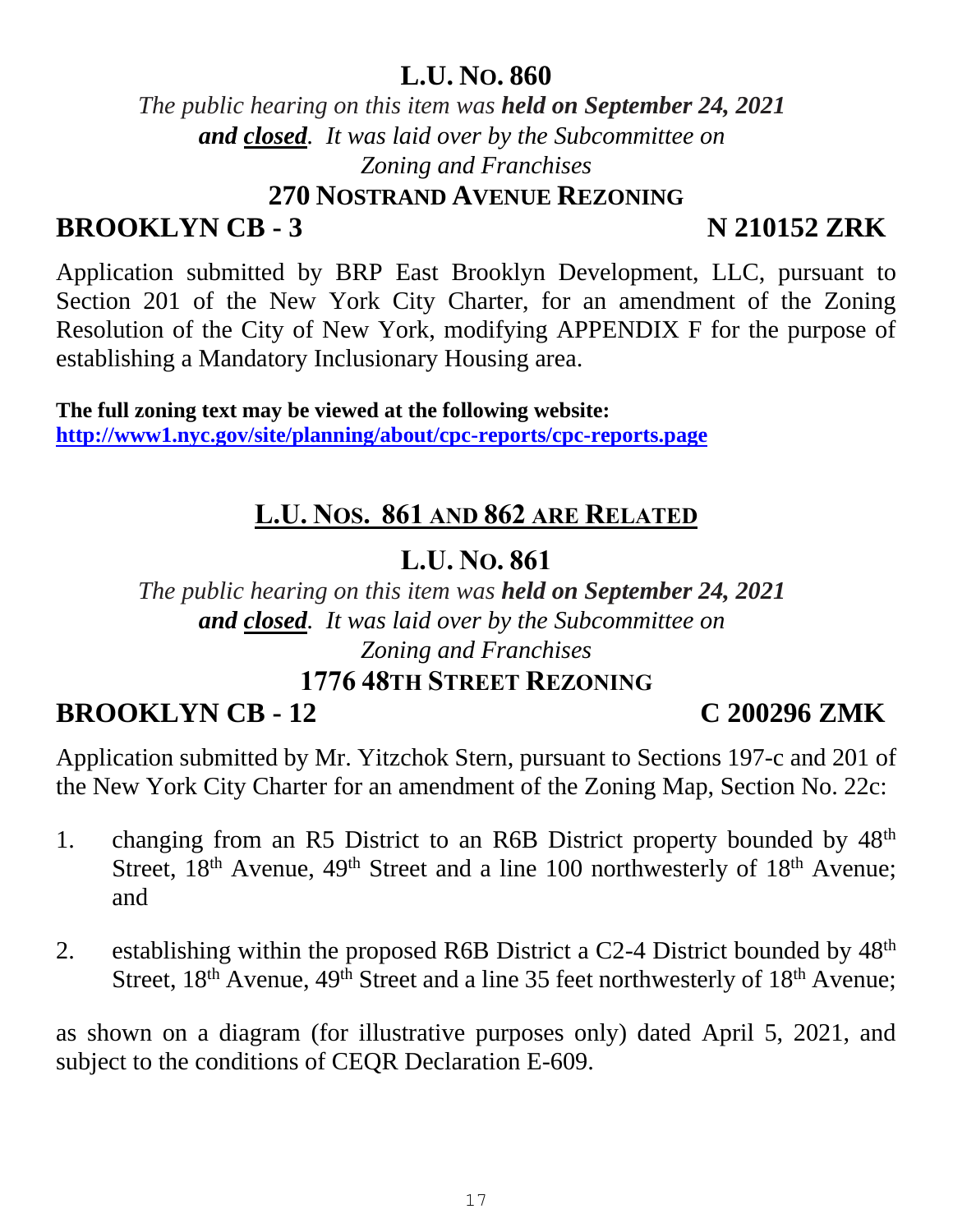## L.U. No. 860

*The public hearing on this item was **held on September 24, 2021** **and closed**. It was laid over by the Subcommittee on Zoning and Franchises*

### 270 Nostrand Avenue Rezoning

**BROOKLYN CB - 3** **N 210152 ZRK**

Application submitted by BRP East Brooklyn Development, LLC, pursuant to Section 201 of the New York City Charter, for an amendment of the Zoning Resolution of the City of New York, modifying APPENDIX F for the purpose of establishing a Mandatory Inclusionary Housing area.

**The full zoning text may be viewed at the following website:**
**http://www1.nyc.gov/site/planning/about/cpc-reports/cpc-reports.page**

## L.U. Nos. 861 and 862 are Related

## L.U. No. 861

*The public hearing on this item was **held on September 24, 2021** **and closed**. It was laid over by the Subcommittee on Zoning and Franchises*

### 1776 48th Street Rezoning

**BROOKLYN CB - 12** **C 200296 ZMK**

Application submitted by Mr. Yitzchok Stern, pursuant to Sections 197-c and 201 of the New York City Charter for an amendment of the Zoning Map, Section No. 22c:

1. changing from an R5 District to an R6B District property bounded by 48th Street, 18th Avenue, 49th Street and a line 100 northwesterly of 18th Avenue; and

2. establishing within the proposed R6B District a C2-4 District bounded by 48th Street, 18th Avenue, 49th Street and a line 35 feet northwesterly of 18th Avenue;

as shown on a diagram (for illustrative purposes only) dated April 5, 2021, and subject to the conditions of CEQR Declaration E-609.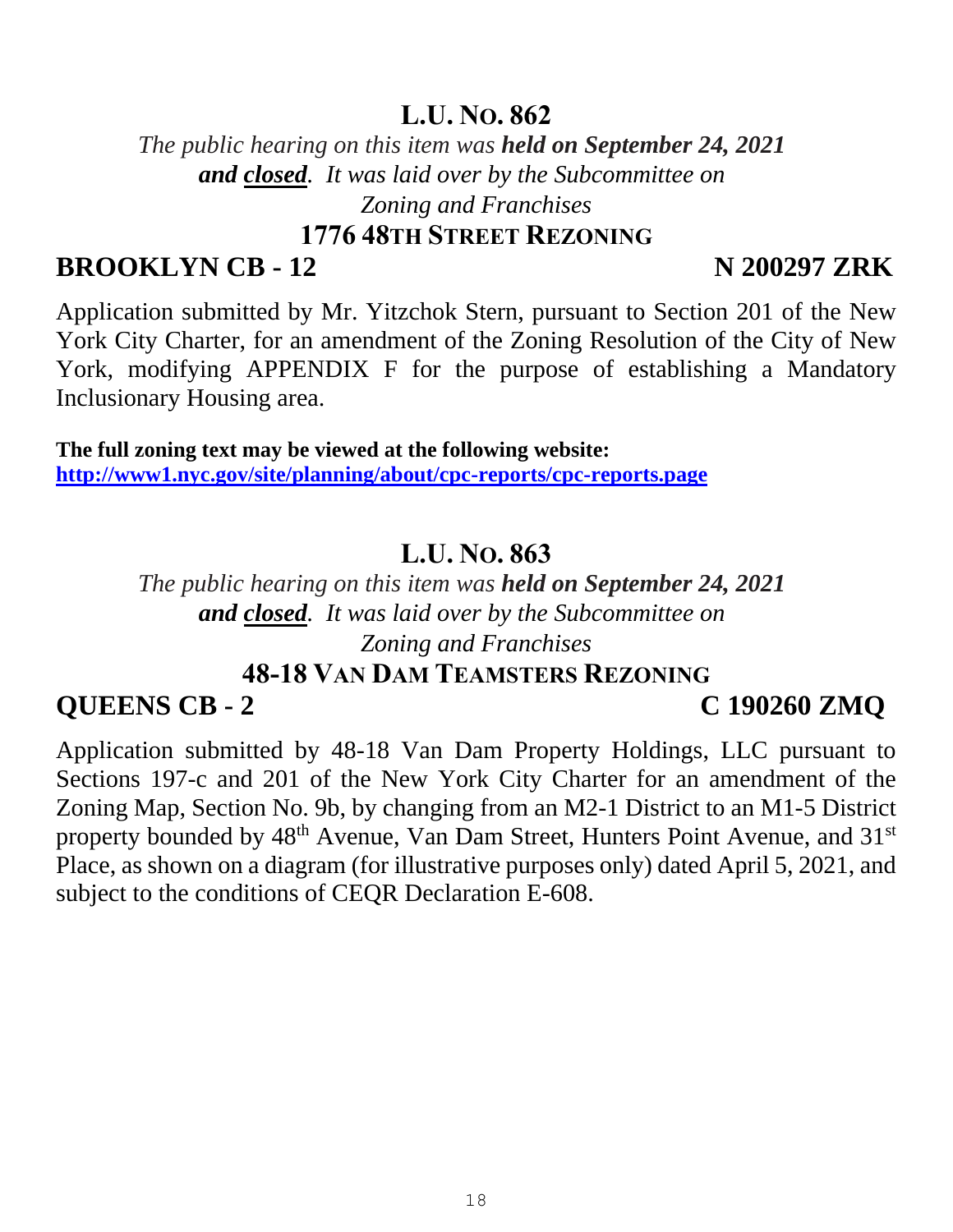## L.U. No. 862

*The public hearing on this item was* ***held on September 24, 2021 and closed****. It was laid over by the Subcommittee on Zoning and Franchises*

### 1776 48TH STREET REZONING

**BROOKLYN CB - 12** **N 200297 ZRK**

Application submitted by Mr. Yitzchok Stern, pursuant to Section 201 of the New York City Charter, for an amendment of the Zoning Resolution of the City of New York, modifying APPENDIX F for the purpose of establishing a Mandatory Inclusionary Housing area.

**The full zoning text may be viewed at the following website:**
**http://www1.nyc.gov/site/planning/about/cpc-reports/cpc-reports.page**

## L.U. No. 863

*The public hearing on this item was* ***held on September 24, 2021 and closed****. It was laid over by the Subcommittee on Zoning and Franchises*

### 48-18 VAN DAM TEAMSTERS REZONING

**QUEENS CB - 2** **C 190260 ZMQ**

Application submitted by 48-18 Van Dam Property Holdings, LLC pursuant to Sections 197-c and 201 of the New York City Charter for an amendment of the Zoning Map, Section No. 9b, by changing from an M2-1 District to an M1-5 District property bounded by 48th Avenue, Van Dam Street, Hunters Point Avenue, and 31st Place, as shown on a diagram (for illustrative purposes only) dated April 5, 2021, and subject to the conditions of CEQR Declaration E-608.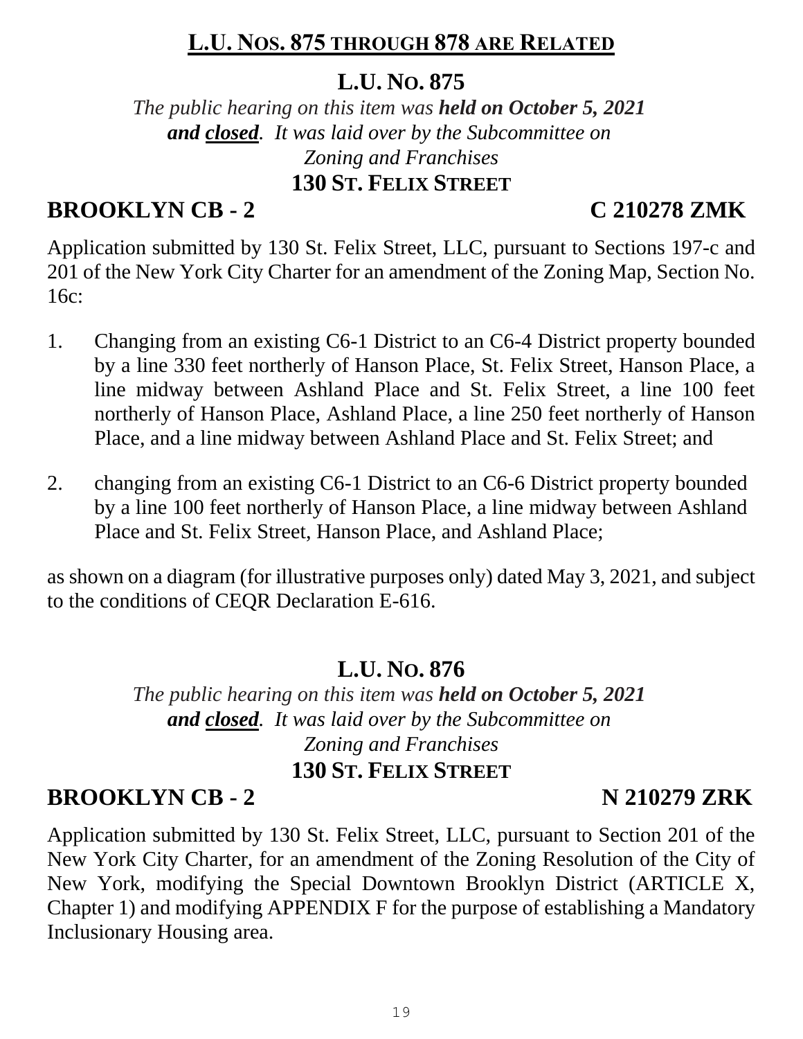## L.U. NOS. 875 THROUGH 878 ARE RELATED

## L.U. NO. 875

*The public hearing on this item was **held on October 5, 2021 and closed**. It was laid over by the Subcommittee on Zoning and Franchises*

### 130 ST. FELIX STREET

**BROOKLYN CB - 2** **C 210278 ZMK**

Application submitted by 130 St. Felix Street, LLC, pursuant to Sections 197-c and 201 of the New York City Charter for an amendment of the Zoning Map, Section No. 16c:

1. Changing from an existing C6-1 District to an C6-4 District property bounded by a line 330 feet northerly of Hanson Place, St. Felix Street, Hanson Place, a line midway between Ashland Place and St. Felix Street, a line 100 feet northerly of Hanson Place, Ashland Place, a line 250 feet northerly of Hanson Place, and a line midway between Ashland Place and St. Felix Street; and

2. changing from an existing C6-1 District to an C6-6 District property bounded by a line 100 feet northerly of Hanson Place, a line midway between Ashland Place and St. Felix Street, Hanson Place, and Ashland Place;

as shown on a diagram (for illustrative purposes only) dated May 3, 2021, and subject to the conditions of CEQR Declaration E-616.

## L.U. NO. 876

*The public hearing on this item was **held on October 5, 2021 and closed**. It was laid over by the Subcommittee on Zoning and Franchises*

### 130 ST. FELIX STREET

**BROOKLYN CB - 2** **N 210279 ZRK**

Application submitted by 130 St. Felix Street, LLC, pursuant to Section 201 of the New York City Charter, for an amendment of the Zoning Resolution of the City of New York, modifying the Special Downtown Brooklyn District (ARTICLE X, Chapter 1) and modifying APPENDIX F for the purpose of establishing a Mandatory Inclusionary Housing area.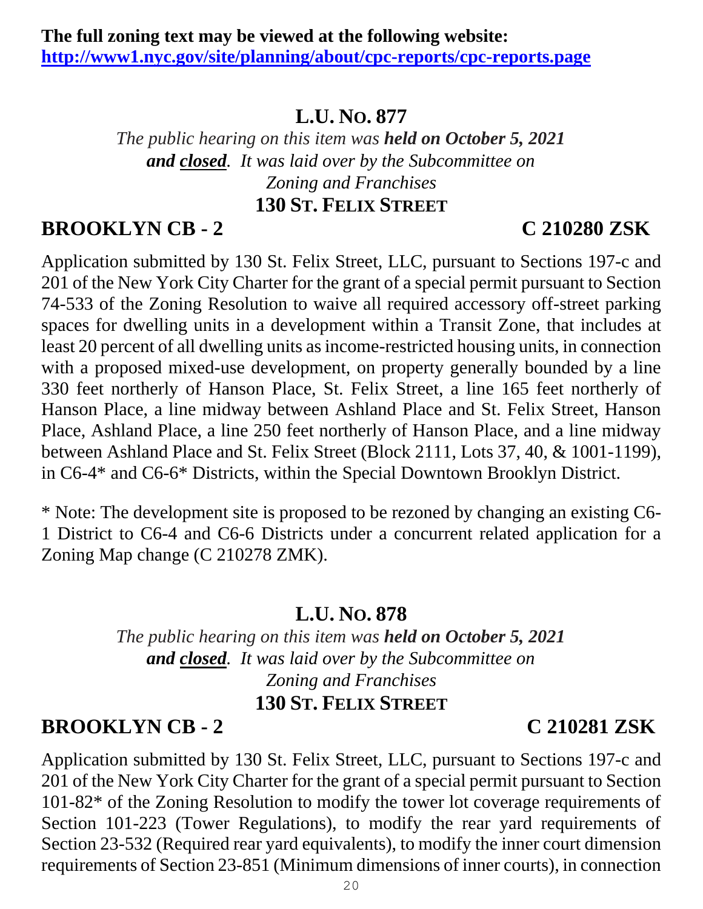**The full zoning text may be viewed at the following website:**
**http://www1.nyc.gov/site/planning/about/cpc-reports/cpc-reports.page**

## L.U. NO. 877

*The public hearing on this item was* ***held on October 5, 2021 and closed****. It was laid over by the Subcommittee on Zoning and Franchises*

**130 ST. FELIX STREET**

**BROOKLYN CB - 2 C 210280 ZSK**

Application submitted by 130 St. Felix Street, LLC, pursuant to Sections 197-c and 201 of the New York City Charter for the grant of a special permit pursuant to Section 74-533 of the Zoning Resolution to waive all required accessory off-street parking spaces for dwelling units in a development within a Transit Zone, that includes at least 20 percent of all dwelling units as income-restricted housing units, in connection with a proposed mixed-use development, on property generally bounded by a line 330 feet northerly of Hanson Place, St. Felix Street, a line 165 feet northerly of Hanson Place, a line midway between Ashland Place and St. Felix Street, Hanson Place, Ashland Place, a line 250 feet northerly of Hanson Place, and a line midway between Ashland Place and St. Felix Street (Block 2111, Lots 37, 40, & 1001-1199), in C6-4* and C6-6* Districts, within the Special Downtown Brooklyn District.

* Note: The development site is proposed to be rezoned by changing an existing C6-1 District to C6-4 and C6-6 Districts under a concurrent related application for a Zoning Map change (C 210278 ZMK).

## L.U. NO. 878

*The public hearing on this item was* ***held on October 5, 2021 and closed****. It was laid over by the Subcommittee on Zoning and Franchises*

**130 ST. FELIX STREET**

**BROOKLYN CB - 2 C 210281 ZSK**

Application submitted by 130 St. Felix Street, LLC, pursuant to Sections 197-c and 201 of the New York City Charter for the grant of a special permit pursuant to Section 101-82* of the Zoning Resolution to modify the tower lot coverage requirements of Section 101-223 (Tower Regulations), to modify the rear yard requirements of Section 23-532 (Required rear yard equivalents), to modify the inner court dimension requirements of Section 23-851 (Minimum dimensions of inner courts), in connection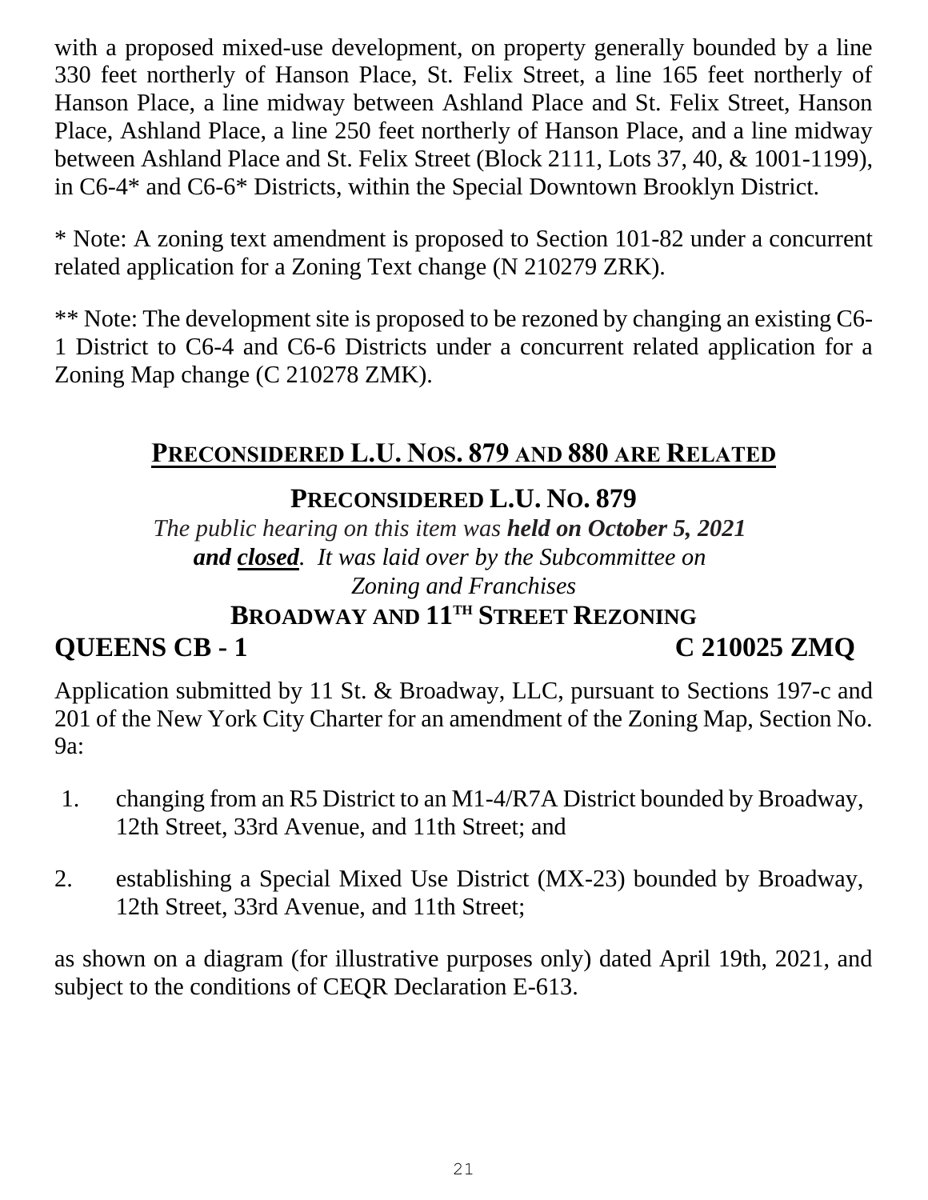with a proposed mixed-use development, on property generally bounded by a line 330 feet northerly of Hanson Place, St. Felix Street, a line 165 feet northerly of Hanson Place, a line midway between Ashland Place and St. Felix Street, Hanson Place, Ashland Place, a line 250 feet northerly of Hanson Place, and a line midway between Ashland Place and St. Felix Street (Block 2111, Lots 37, 40, & 1001-1199), in C6-4* and C6-6* Districts, within the Special Downtown Brooklyn District.

* Note: A zoning text amendment is proposed to Section 101-82 under a concurrent related application for a Zoning Text change (N 210279 ZRK).

** Note: The development site is proposed to be rezoned by changing an existing C6-1 District to C6-4 and C6-6 Districts under a concurrent related application for a Zoning Map change (C 210278 ZMK).

## PRECONSIDERED L.U. NOS. 879 AND 880 ARE RELATED

### PRECONSIDERED L.U. NO. 879

*The public hearing on this item was **held on October 5, 2021 and closed**. It was laid over by the Subcommittee on Zoning and Franchises*

### BROADWAY AND 11TH STREET REZONING

**QUEENS CB - 1** **C 210025 ZMQ**

Application submitted by 11 St. & Broadway, LLC, pursuant to Sections 197-c and 201 of the New York City Charter for an amendment of the Zoning Map, Section No. 9a:

1. changing from an R5 District to an M1-4/R7A District bounded by Broadway, 12th Street, 33rd Avenue, and 11th Street; and
2. establishing a Special Mixed Use District (MX-23) bounded by Broadway, 12th Street, 33rd Avenue, and 11th Street;

as shown on a diagram (for illustrative purposes only) dated April 19th, 2021, and subject to the conditions of CEQR Declaration E-613.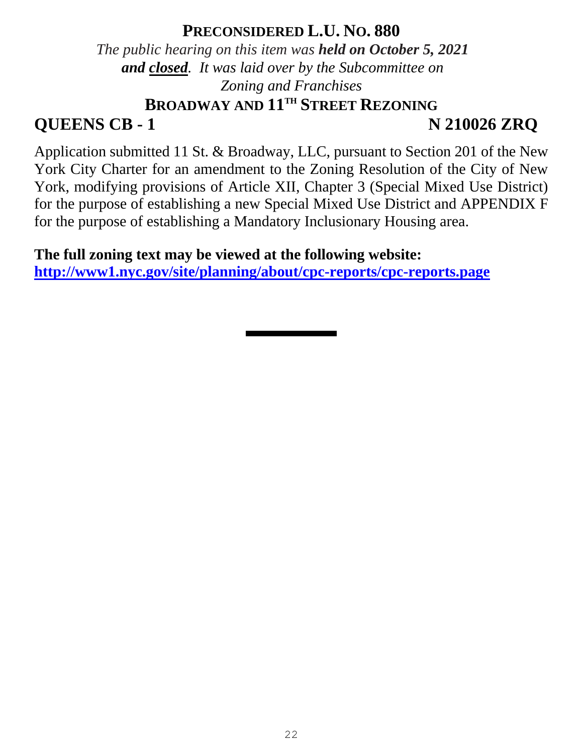## PRECONSIDERED L.U. NO. 880

*The public hearing on this item was **held on October 5, 2021 and closed**. It was laid over by the Subcommittee on Zoning and Franchises*

## BROADWAY AND 11TH STREET REZONING

**QUEENS CB - 1** **N 210026 ZRQ**

Application submitted 11 St. & Broadway, LLC, pursuant to Section 201 of the New York City Charter for an amendment to the Zoning Resolution of the City of New York, modifying provisions of Article XII, Chapter 3 (Special Mixed Use District) for the purpose of establishing a new Special Mixed Use District and APPENDIX F for the purpose of establishing a Mandatory Inclusionary Housing area.

**The full zoning text may be viewed at the following website:**
**http://www1.nyc.gov/site/planning/about/cpc-reports/cpc-reports.page**